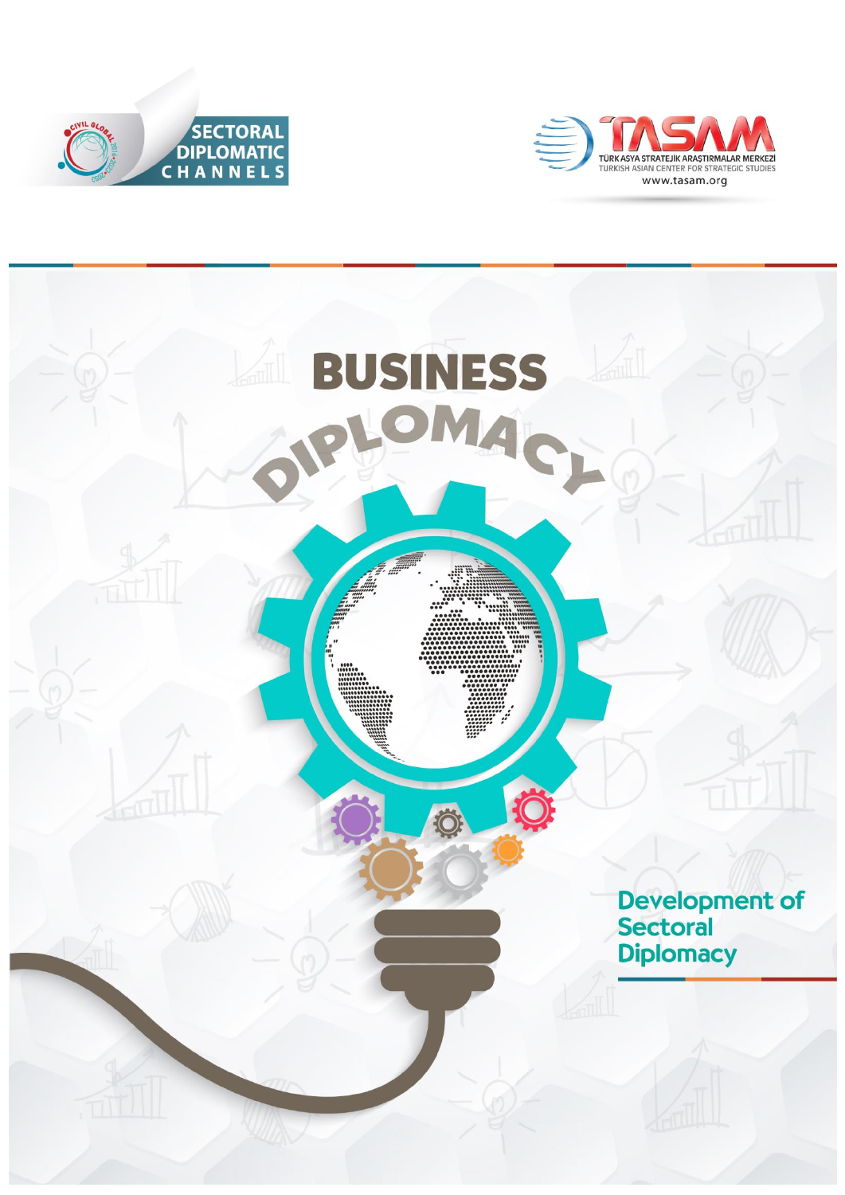SECTORAL DIPLOMATIC CHANNELS

TASAM

TÜRK ASYA STRATEJİK ARAŞTIRMALAR MERKEZİ

TURKISH ASIAN CENTER FOR STRATEGIC STUDIES

www.tasam.org

# BUSINESS DIPLOMACY

## Development of Sectoral Diplomacy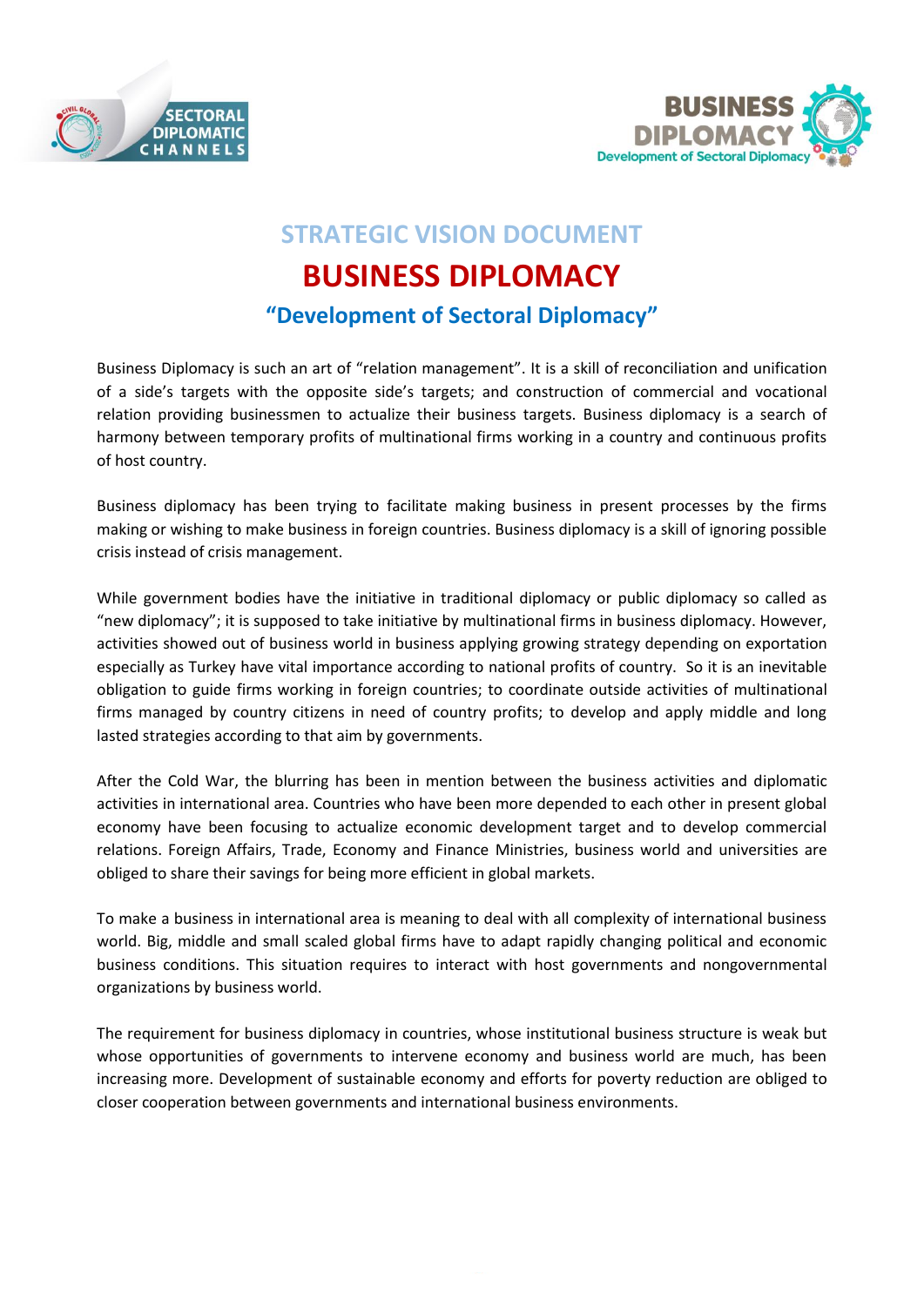## STRATEGIC VISION DOCUMENT

# BUSINESS DIPLOMACY

### "Development of Sectoral Diplomacy"

Business Diplomacy is such an art of "relation management". It is a skill of reconciliation and unification of a side's targets with the opposite side's targets; and construction of commercial and vocational relation providing businessmen to actualize their business targets. Business diplomacy is a search of harmony between temporary profits of multinational firms working in a country and continuous profits of host country.

Business diplomacy has been trying to facilitate making business in present processes by the firms making or wishing to make business in foreign countries. Business diplomacy is a skill of ignoring possible crisis instead of crisis management.

While government bodies have the initiative in traditional diplomacy or public diplomacy so called as "new diplomacy"; it is supposed to take initiative by multinational firms in business diplomacy. However, activities showed out of business world in business applying growing strategy depending on exportation especially as Turkey have vital importance according to national profits of country. So it is an inevitable obligation to guide firms working in foreign countries; to coordinate outside activities of multinational firms managed by country citizens in need of country profits; to develop and apply middle and long lasted strategies according to that aim by governments.

After the Cold War, the blurring has been in mention between the business activities and diplomatic activities in international area. Countries who have been more depended to each other in present global economy have been focusing to actualize economic development target and to develop commercial relations. Foreign Affairs, Trade, Economy and Finance Ministries, business world and universities are obliged to share their savings for being more efficient in global markets.

To make a business in international area is meaning to deal with all complexity of international business world. Big, middle and small scaled global firms have to adapt rapidly changing political and economic business conditions. This situation requires to interact with host governments and nongovernmental organizations by business world.

The requirement for business diplomacy in countries, whose institutional business structure is weak but whose opportunities of governments to intervene economy and business world are much, has been increasing more. Development of sustainable economy and efforts for poverty reduction are obliged to closer cooperation between governments and international business environments.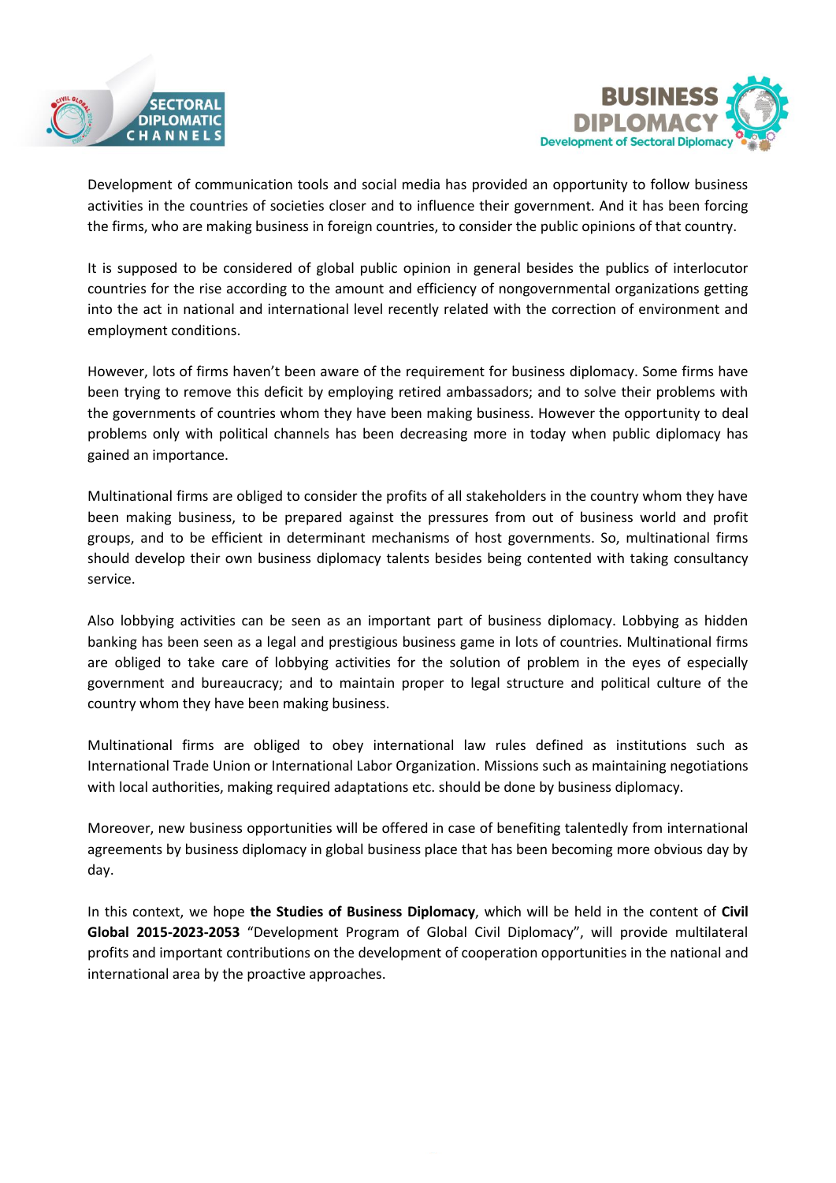Development of communication tools and social media has provided an opportunity to follow business activities in the countries of societies closer and to influence their government. And it has been forcing the firms, who are making business in foreign countries, to consider the public opinions of that country.

It is supposed to be considered of global public opinion in general besides the publics of interlocutor countries for the rise according to the amount and efficiency of nongovernmental organizations getting into the act in national and international level recently related with the correction of environment and employment conditions.

However, lots of firms haven't been aware of the requirement for business diplomacy. Some firms have been trying to remove this deficit by employing retired ambassadors; and to solve their problems with the governments of countries whom they have been making business. However the opportunity to deal problems only with political channels has been decreasing more in today when public diplomacy has gained an importance.

Multinational firms are obliged to consider the profits of all stakeholders in the country whom they have been making business, to be prepared against the pressures from out of business world and profit groups, and to be efficient in determinant mechanisms of host governments. So, multinational firms should develop their own business diplomacy talents besides being contented with taking consultancy service.

Also lobbying activities can be seen as an important part of business diplomacy. Lobbying as hidden banking has been seen as a legal and prestigious business game in lots of countries. Multinational firms are obliged to take care of lobbying activities for the solution of problem in the eyes of especially government and bureaucracy; and to maintain proper to legal structure and political culture of the country whom they have been making business.

Multinational firms are obliged to obey international law rules defined as institutions such as International Trade Union or International Labor Organization. Missions such as maintaining negotiations with local authorities, making required adaptations etc. should be done by business diplomacy.

Moreover, new business opportunities will be offered in case of benefiting talentedly from international agreements by business diplomacy in global business place that has been becoming more obvious day by day.

In this context, we hope **the Studies of Business Diplomacy**, which will be held in the content of **Civil Global 2015-2023-2053** "Development Program of Global Civil Diplomacy", will provide multilateral profits and important contributions on the development of cooperation opportunities in the national and international area by the proactive approaches.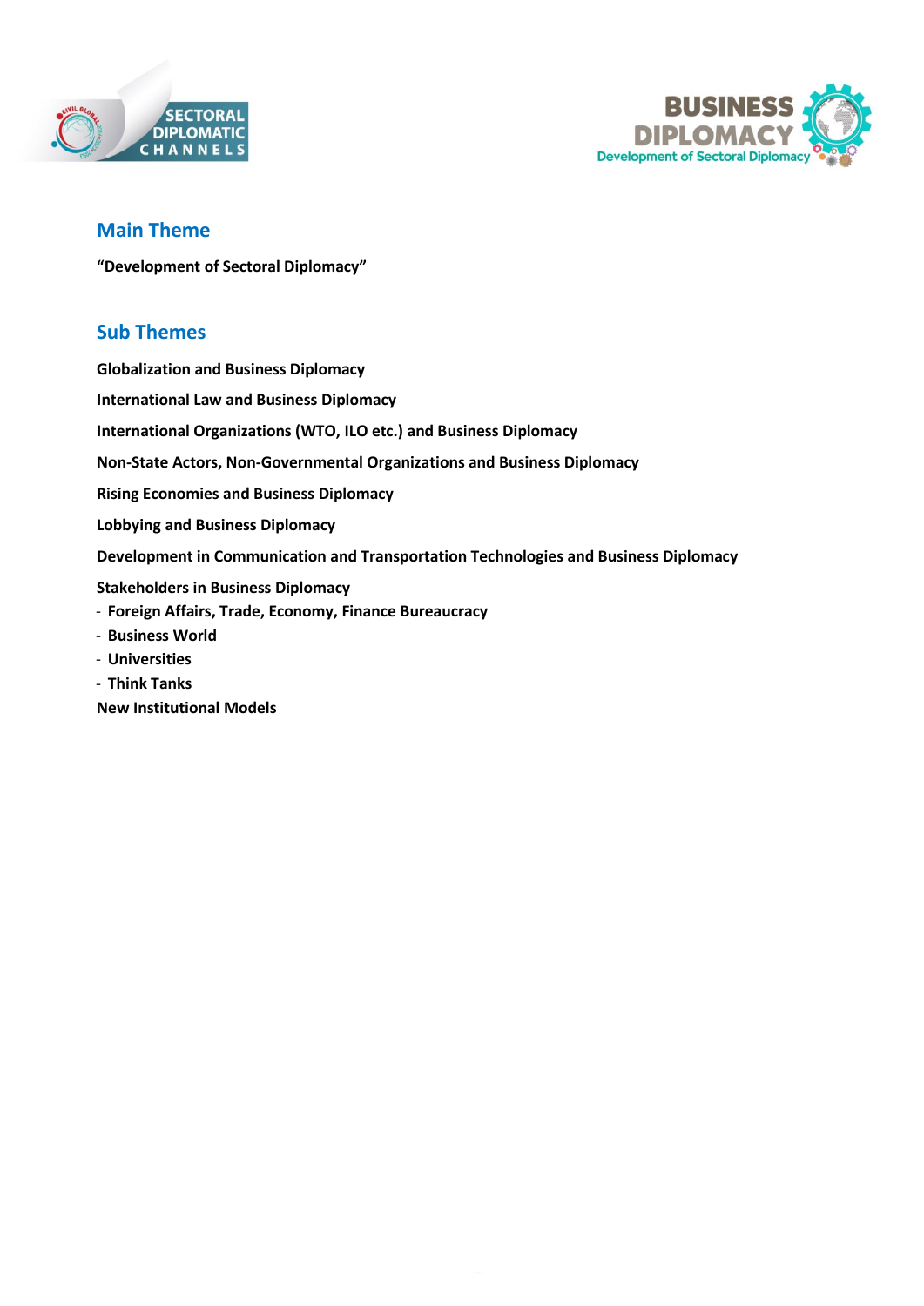## Main Theme

**"Development of Sectoral Diplomacy"**

## Sub Themes

**Globalization and Business Diplomacy**

**International Law and Business Diplomacy**

**International Organizations (WTO, ILO etc.) and Business Diplomacy**

**Non-State Actors, Non-Governmental Organizations and Business Diplomacy**

**Rising Economies and Business Diplomacy**

**Lobbying and Business Diplomacy**

**Development in Communication and Transportation Technologies and Business Diplomacy**

**Stakeholders in Business Diplomacy**

- **Foreign Affairs, Trade, Economy, Finance Bureaucracy**
- **Business World**
- **Universities**
- **Think Tanks**

**New Institutional Models**